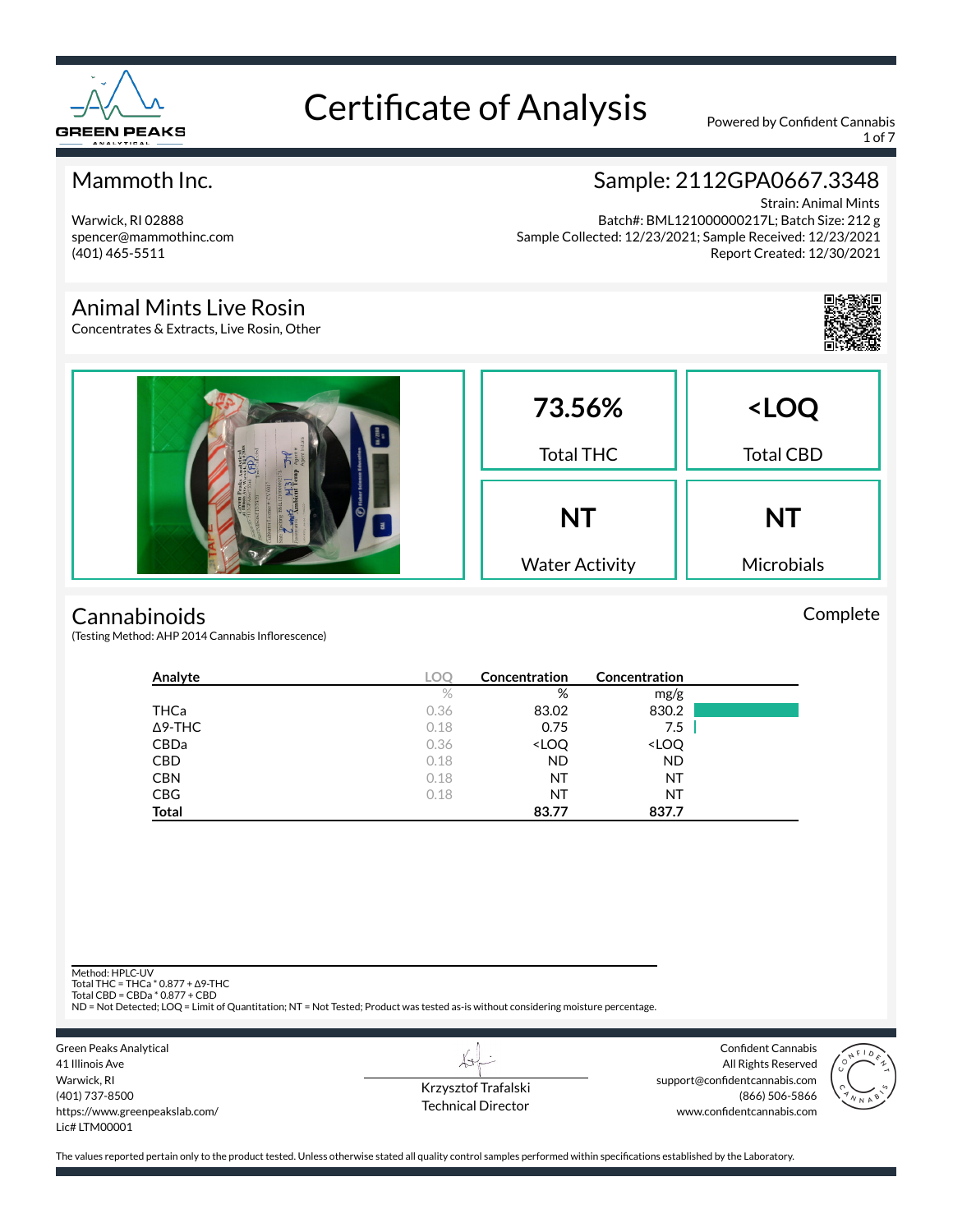# Certificate of Analysis

Powered by Confident Cannabis

## Mammoth Inc.

Warwick, RI 02888
spencer@mammothinc.com
(401) 465-5511

## Sample: 2112GPA0667.3348

Strain: Animal Mints
Batch#: BML121000000217L; Batch Size: 212 g
Sample Collected: 12/23/2021; Sample Received: 12/23/2021
Report Created: 12/30/2021

## Animal Mints Live Rosin

Concentrates & Extracts, Live Rosin, Other

| 73.56% | <LOQ |
|---|---|
| Total THC | Total CBD |
| **NT** | **NT** |
| Water Activity | Microbials |

## Cannabinoids

Complete

(Testing Method: AHP 2014 Cannabis Inflorescence)

| Analyte | LOQ | Concentration | Concentration |
|---|---|---|---|
| | % | % | mg/g |
| THCa | 0.36 | 83.02 | 830.2 |
| Δ9-THC | 0.18 | 0.75 | 7.5 |
| CBDa | 0.36 | <LOQ | <LOQ |
| CBD | 0.18 | ND | ND |
| CBN | 0.18 | NT | NT |
| CBG | 0.18 | NT | NT |
| **Total** | | **83.77** | **837.7** |

Method: HPLC-UV
Total THC = THCa * 0.877 + Δ9-THC
Total CBD = CBDa * 0.877 + CBD
ND = Not Detected; LOQ = Limit of Quantitation; NT = Not Tested; Product was tested as-is without considering moisture percentage.

Green Peaks Analytical
41 Illinois Ave
Warwick, RI
(401) 737-8500
https://www.greenpeakslab.com/
Lic# LTM00001

Krzysztof Trafalski
Technical Director

Confident Cannabis
All Rights Reserved
support@confidentcannabis.com
(866) 506-5866
www.confidentcannabis.com

The values reported pertain only to the product tested. Unless otherwise stated all quality control samples performed within specifications established by the Laboratory.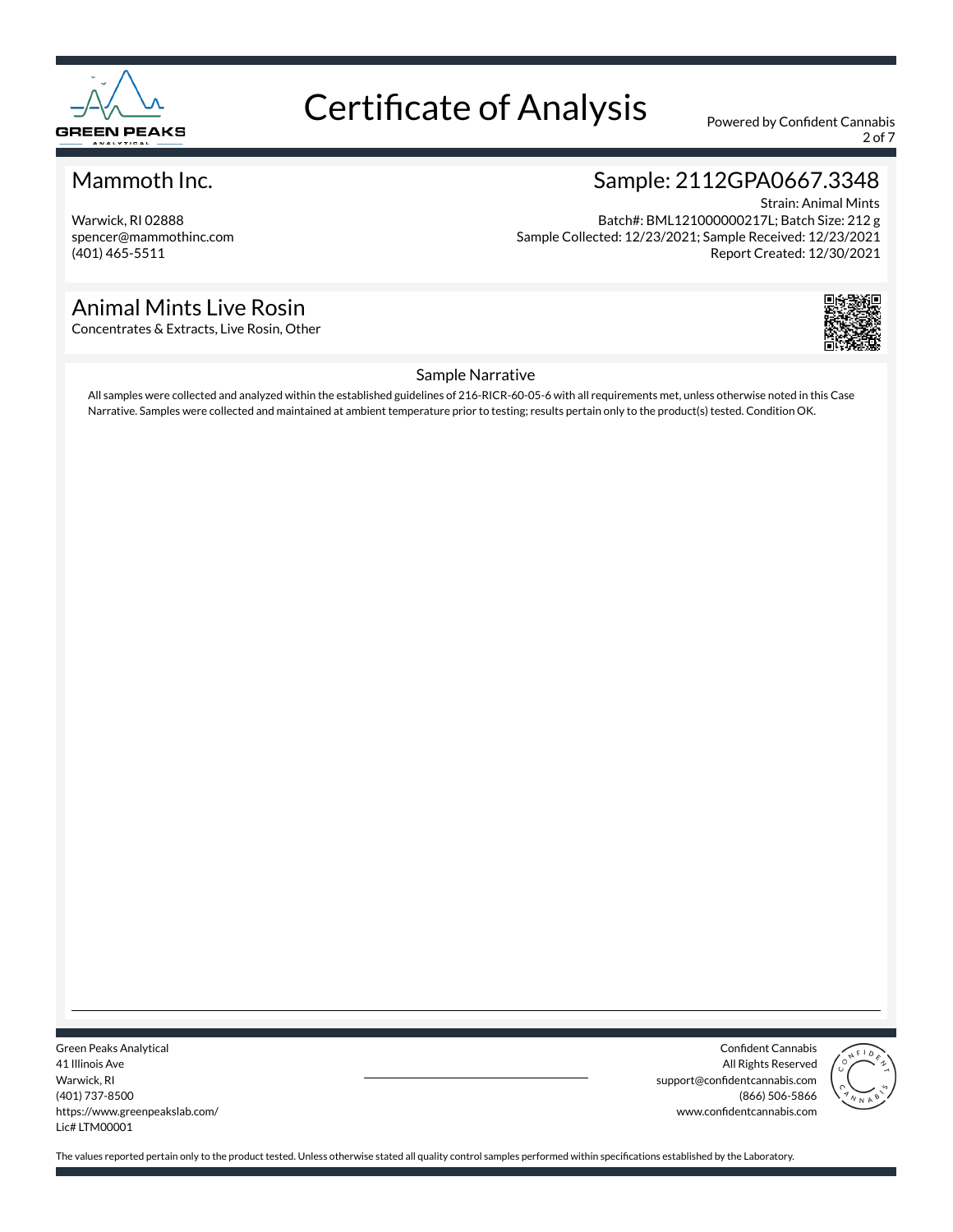# Certificate of Analysis

Powered by Confident Cannabis

## Mammoth Inc.

Warwick, RI 02888
spencer@mammothinc.com
(401) 465-5511

## Sample: 2112GPA0667.3348

Strain: Animal Mints
Batch#: BML121000000217L; Batch Size: 212 g
Sample Collected: 12/23/2021; Sample Received: 12/23/2021
Report Created: 12/30/2021

## Animal Mints Live Rosin

Concentrates & Extracts, Live Rosin, Other

### Sample Narrative

All samples were collected and analyzed within the established guidelines of 216-RICR-60-05-6 with all requirements met, unless otherwise noted in this Case Narrative. Samples were collected and maintained at ambient temperature prior to testing; results pertain only to the product(s) tested. Condition OK.

Green Peaks Analytical
41 Illinois Ave
Warwick, RI
(401) 737-8500
https://www.greenpeakslab.com/
Lic# LTM00001

Confident Cannabis
All Rights Reserved
support@confidentcannabis.com
(866) 506-5866
www.confidentcannabis.com

The values reported pertain only to the product tested. Unless otherwise stated all quality control samples performed within specifications established by the Laboratory.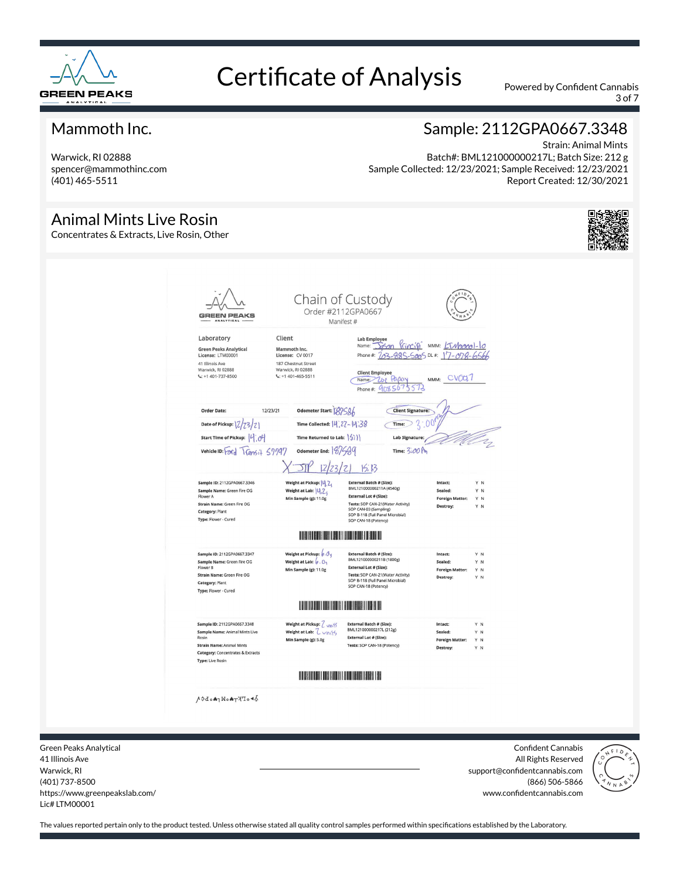# Certificate of Analysis

Powered by Confident Cannabis

## Mammoth Inc.

Warwick, RI 02888
spencer@mammothinc.com
(401) 465-5511

## Sample: 2112GPA0667.3348

Strain: Animal Mints
Batch#: BML121000000217L; Batch Size: 212 g
Sample Collected: 12/23/2021; Sample Received: 12/23/2021
Report Created: 12/30/2021

## Animal Mints Live Rosin

Concentrates & Extracts, Live Rosin, Other

### Chain of Custody

Order #2112GPA0667
Manifest #

**Laboratory**
Green Peaks Analytical
License: LTM00001
41 Illinois Ave
Warwick, RI 02888
+1 401-737-8500

**Client**
Mammoth Inc.
License: CV 0017
187 Chestnut Street
Warwick, RI 02888
+1 401-465-5511

**Lab Employee**
Name: Jason Principe MMM: LTM00001-10
Phone #: 203-885-5005 DL #: 17-078-6566

**Client Employee**
Name: Zoe Popay MMM: CV0017
Phone #: 9085673573

| | | | | | |
|---|---|---|---|---|---|
| Order Date: | 12/23/21 | Odometer Start: | 187586 | Client Signature: | |
| Date of Pickup: | 12/23/21 | Time Collected: | 14:27-14:38 | Time: | 3:00pm |
| Start Time of Pickup: | 14:04 | Time Returned to Lab: | 15:11 | Lab Signature: | |
| Vehicle ID: | Ford Transit 57797 | Odometer End: | 187589 | Time: | 3:00pm |

X JP 12/23/21 15:13

| Sample | Weight | Batch / Tests | Condition |
|---|---|---|---|
| **Sample ID:** 2112GPA0667.3346<br>**Sample Name:** Green Fire OG Flower A<br>**Strain Name:** Green Fire OG<br>**Category:** Plant<br>**Type:** Flower - Cured | **Weight at Pickup:** 14.2g<br>**Weight at Lab:** 14.2g<br>**Min Sample (g):** 11.0g | **External Batch # (Size):** BML121000000211A (4540g)<br>**External Lot # (Size):**<br>**Tests:** SOP CAN-21 (Water Activity), SOP CAN-03 (Sampling), SOP B-118 (Full Panel Microbial), SOP CAN-18 (Potency) | **Intact:** Y N<br>**Sealed:** Y N<br>**Foreign Matter:** Y N<br>**Destroy:** Y N |
| **Sample ID:** 2112GPA0667.3347<br>**Sample Name:** Green Fire OG Flower B<br>**Strain Name:** Green Fire OG<br>**Category:** Plant<br>**Type:** Flower - Cured | **Weight at Pickup:** 6.0g<br>**Weight at Lab:** 6.0g<br>**Min Sample (g):** 11.0g | **External Batch # (Size):** BML121000000211B (1800g)<br>**External Lot # (Size):**<br>**Tests:** SOP CAN-21 (Water Activity), SOP B-118 (Full Panel Microbial), SOP CAN-18 (Potency) | **Intact:** Y N<br>**Sealed:** Y N<br>**Foreign Matter:** Y N<br>**Destroy:** Y N |
| **Sample ID:** 2112GPA0667.3348<br>**Sample Name:** Animal Mints Live Rosin<br>**Strain Name:** Animal Mints<br>**Category:** Concentrates & Extracts<br>**Type:** Live Rosin | **Weight at Pickup:** 2 units<br>**Weight at Lab:** 2 units<br>**Min Sample (g):** 5.0g | **External Batch # (Size):** BML121000000217L (212g)<br>**External Lot # (Size):**<br>**Tests:** SOP CAN-18 (Potency) | **Intact:** Y N<br>**Sealed:** Y N<br>**Foreign Matter:** Y N<br>**Destroy:** Y N |

Green Peaks Analytical
41 Illinois Ave
Warwick, RI
(401) 737-8500
https://www.greenpeakslab.com/
Lic# LTM00001

Confident Cannabis
All Rights Reserved
support@confidentcannabis.com
(866) 506-5866
www.confidentcannabis.com

The values reported pertain only to the product tested. Unless otherwise stated all quality control samples performed within specifications established by the Laboratory.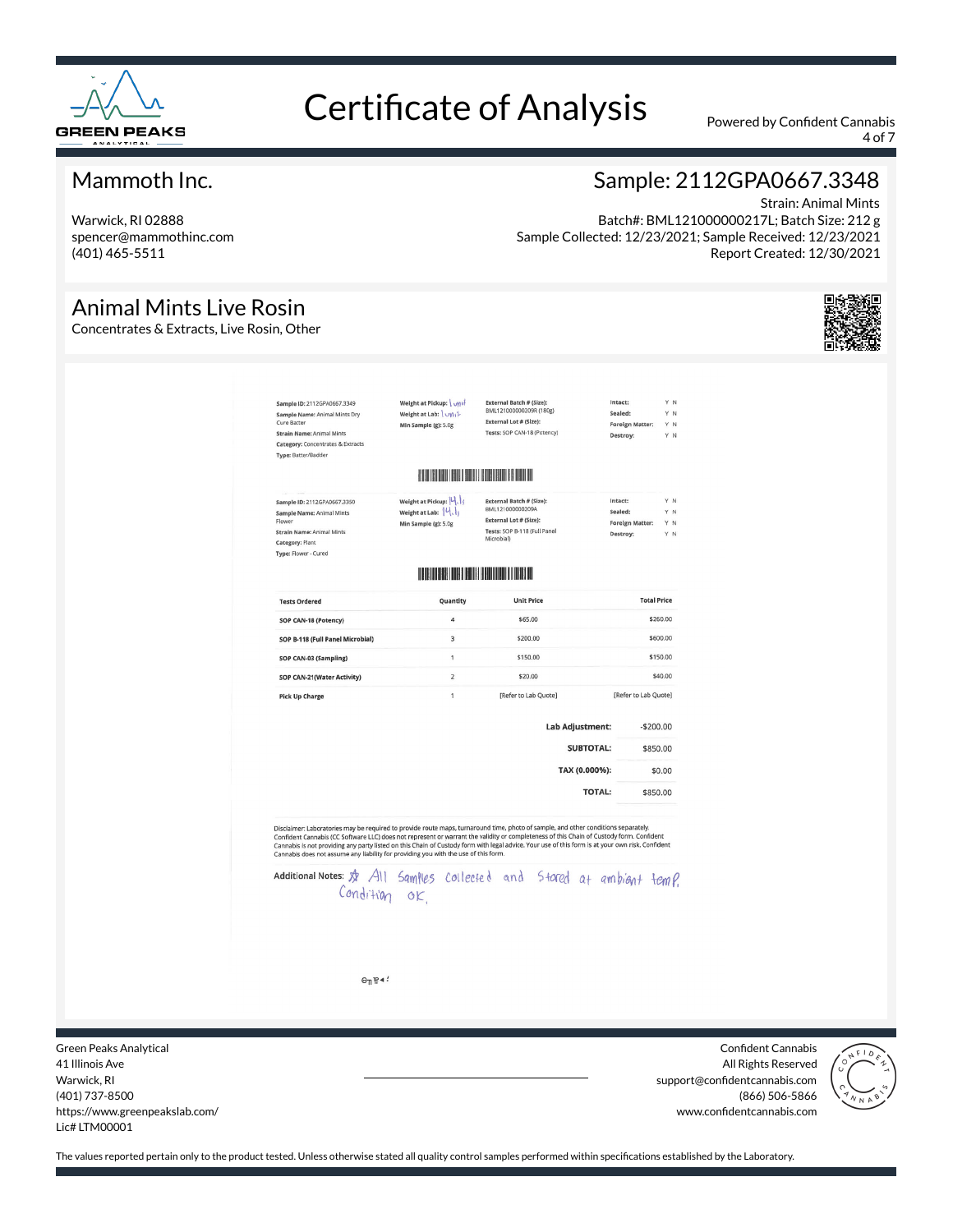# Certificate of Analysis

Powered by Confident Cannabis

## Mammoth Inc.

Warwick, RI 02888
spencer@mammothinc.com
(401) 465-5511

## Sample: 2112GPA0667.3348

Strain: Animal Mints
Batch#: BML121000000217L; Batch Size: 212 g
Sample Collected: 12/23/2021; Sample Received: 12/23/2021
Report Created: 12/30/2021

## Animal Mints Live Rosin

Concentrates & Extracts, Live Rosin, Other

**Sample ID:** 2112GPA0667.3349
**Sample Name:** Animal Mints Dry Cure Batter
**Strain Name:** Animal Mints
**Category:** Concentrates & Extracts
**Type:** Batter/Badder

**Weight at Pickup:** 1 unit
**Weight at Lab:** 1 unit
**Min Sample (g):** 5.0g

**External Batch # (Size):** BML121000000209R (180g)
**External Lot # (Size):**
**Tests:** SOP CAN-18 (Potency)

**Intact:** Y N
**Sealed:** Y N
**Foreign Matter:** Y N
**Destroy:** Y N

**Sample ID:** 2112GPA0667.3350
**Sample Name:** Animal Mints Flower
**Strain Name:** Animal Mints
**Category:** Plant
**Type:** Flower - Cured

**Weight at Pickup:** 14.1
**Weight at Lab:** 14.1
**Min Sample (g):** 5.0g

**External Batch # (Size):** BML121000000209A
**External Lot # (Size):**
**Tests:** SOP B-118 (Full Panel Microbial)

**Intact:** Y N
**Sealed:** Y N
**Foreign Matter:** Y N
**Destroy:** Y N

| Tests Ordered | Quantity | Unit Price | Total Price |
|---|---|---|---|
| SOP CAN-18 (Potency) | 4 | $65.00 | $260.00 |
| SOP B-118 (Full Panel Microbial) | 3 | $200.00 | $600.00 |
| SOP CAN-03 (Sampling) | 1 | $150.00 | $150.00 |
| SOP CAN-21(Water Activity) | 2 | $20.00 | $40.00 |
| Pick Up Charge | 1 | [Refer to Lab Quote] | [Refer to Lab Quote] |

| | |
|---|---|
| **Lab Adjustment:** | -$200.00 |
| **SUBTOTAL:** | $850.00 |
| **TAX (0.000%):** | $0.00 |
| **TOTAL:** | $850.00 |

Disclaimer: Laboratories may be required to provide route maps, turnaround time, photo of sample, and other conditions separately. Confident Cannabis (CC Software LLC) does not represent or warrant the validity or completeness of this Chain of Custody form. Confident Cannabis is not providing any party listed on this Chain of Custody form with legal advice. Your use of this form is at your own risk. Confident Cannabis does not assume any liability for providing you with the use of this form.

**Additional Notes:** ☆ All Samples collected and Stored at ambient temp. Condition OK.

Green Peaks Analytical
41 Illinois Ave
Warwick, RI
(401) 737-8500
https://www.greenpeakslab.com/
Lic# LTM00001

Confident Cannabis
All Rights Reserved
support@confidentcannabis.com
(866) 506-5866
www.confidentcannabis.com

The values reported pertain only to the product tested. Unless otherwise stated all quality control samples performed within specifications established by the Laboratory.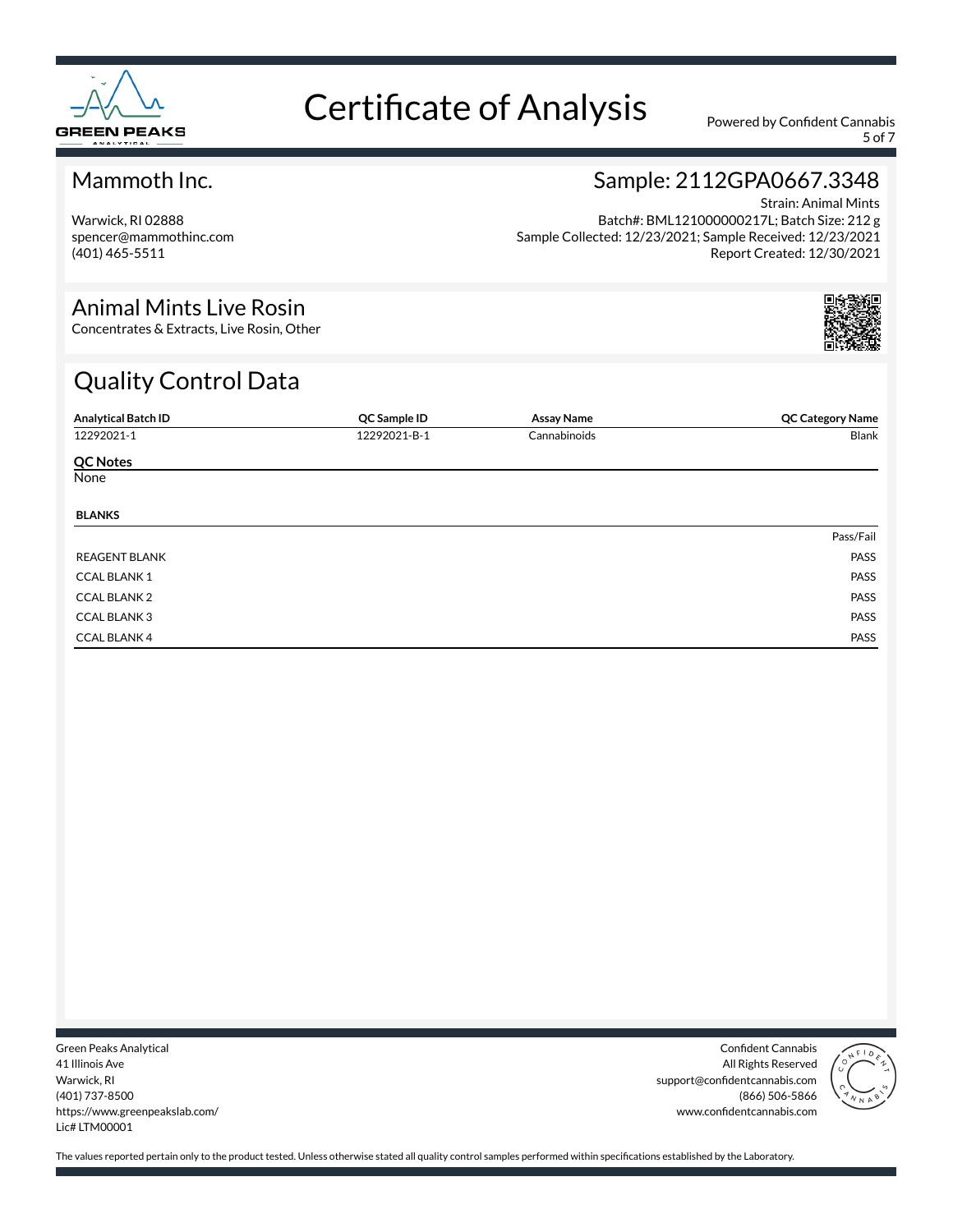# Certificate of Analysis

Powered by Confident Cannabis

## Mammoth Inc.

Warwick, RI 02888
spencer@mammothinc.com
(401) 465-5511

## Sample: 2112GPA0667.3348

Strain: Animal Mints
Batch#: BML121000000217L; Batch Size: 212 g
Sample Collected: 12/23/2021; Sample Received: 12/23/2021
Report Created: 12/30/2021

## Animal Mints Live Rosin

Concentrates & Extracts, Live Rosin, Other

## Quality Control Data

| Analytical Batch ID | QC Sample ID | Assay Name | QC Category Name |
|---|---|---|---|
| 12292021-1 | 12292021-B-1 | Cannabinoids | Blank |

**QC Notes**

None

**BLANKS**

| | Pass/Fail |
|---|---|
| REAGENT BLANK | PASS |
| CCAL BLANK 1 | PASS |
| CCAL BLANK 2 | PASS |
| CCAL BLANK 3 | PASS |
| CCAL BLANK 4 | PASS |

Green Peaks Analytical
41 Illinois Ave
Warwick, RI
(401) 737-8500
https://www.greenpeakslab.com/
Lic# LTM00001

Confident Cannabis
All Rights Reserved
support@confidentcannabis.com
(866) 506-5866
www.confidentcannabis.com

The values reported pertain only to the product tested. Unless otherwise stated all quality control samples performed within specifications established by the Laboratory.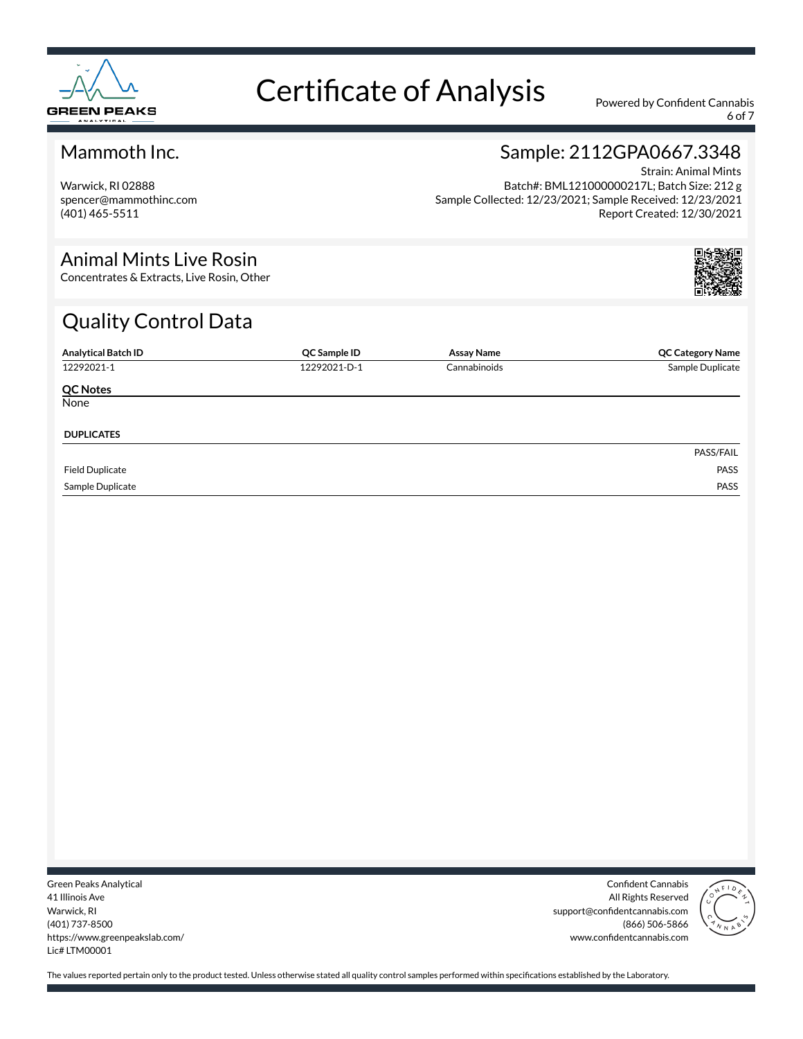# Certificate of Analysis

Powered by Confident Cannabis

## Mammoth Inc.

Warwick, RI 02888
spencer@mammothinc.com
(401) 465-5511

## Sample: 2112GPA0667.3348

Strain: Animal Mints
Batch#: BML121000000217L; Batch Size: 212 g
Sample Collected: 12/23/2021; Sample Received: 12/23/2021
Report Created: 12/30/2021

## Animal Mints Live Rosin

Concentrates & Extracts, Live Rosin, Other

## Quality Control Data

| Analytical Batch ID | QC Sample ID | Assay Name | QC Category Name |
|---|---|---|---|
| 12292021-1 | 12292021-D-1 | Cannabinoids | Sample Duplicate |

**QC Notes**

None

**DUPLICATES**

| | PASS/FAIL |
|---|---|
| Field Duplicate | PASS |
| Sample Duplicate | PASS |

Green Peaks Analytical
41 Illinois Ave
Warwick, RI
(401) 737-8500
https://www.greenpeakslab.com/
Lic# LTM00001

Confident Cannabis
All Rights Reserved
support@confidentcannabis.com
(866) 506-5866
www.confidentcannabis.com

The values reported pertain only to the product tested. Unless otherwise stated all quality control samples performed within specifications established by the Laboratory.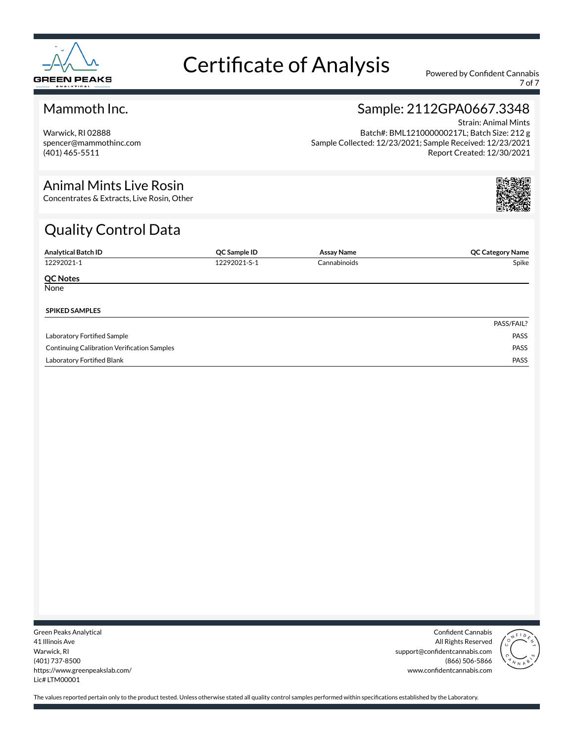# Certificate of Analysis

Powered by Confident Cannabis

## Mammoth Inc.

Warwick, RI 02888
spencer@mammothinc.com
(401) 465-5511

## Sample: 2112GPA0667.3348

Strain: Animal Mints
Batch#: BML121000000217L; Batch Size: 212 g
Sample Collected: 12/23/2021; Sample Received: 12/23/2021
Report Created: 12/30/2021

## Animal Mints Live Rosin

Concentrates & Extracts, Live Rosin, Other

## Quality Control Data

| Analytical Batch ID | QC Sample ID | Assay Name | QC Category Name |
|---|---|---|---|
| 12292021-1 | 12292021-S-1 | Cannabinoids | Spike |

**QC Notes**

None

**SPIKED SAMPLES**

| | PASS/FAIL? |
|---|---|
| Laboratory Fortified Sample | PASS |
| Continuing Calibration Verification Samples | PASS |
| Laboratory Fortified Blank | PASS |

Green Peaks Analytical
41 Illinois Ave
Warwick, RI
(401) 737-8500
https://www.greenpeakslab.com/
Lic# LTM00001

Confident Cannabis
All Rights Reserved
support@confidentcannabis.com
(866) 506-5866
www.confidentcannabis.com

The values reported pertain only to the product tested. Unless otherwise stated all quality control samples performed within specifications established by the Laboratory.